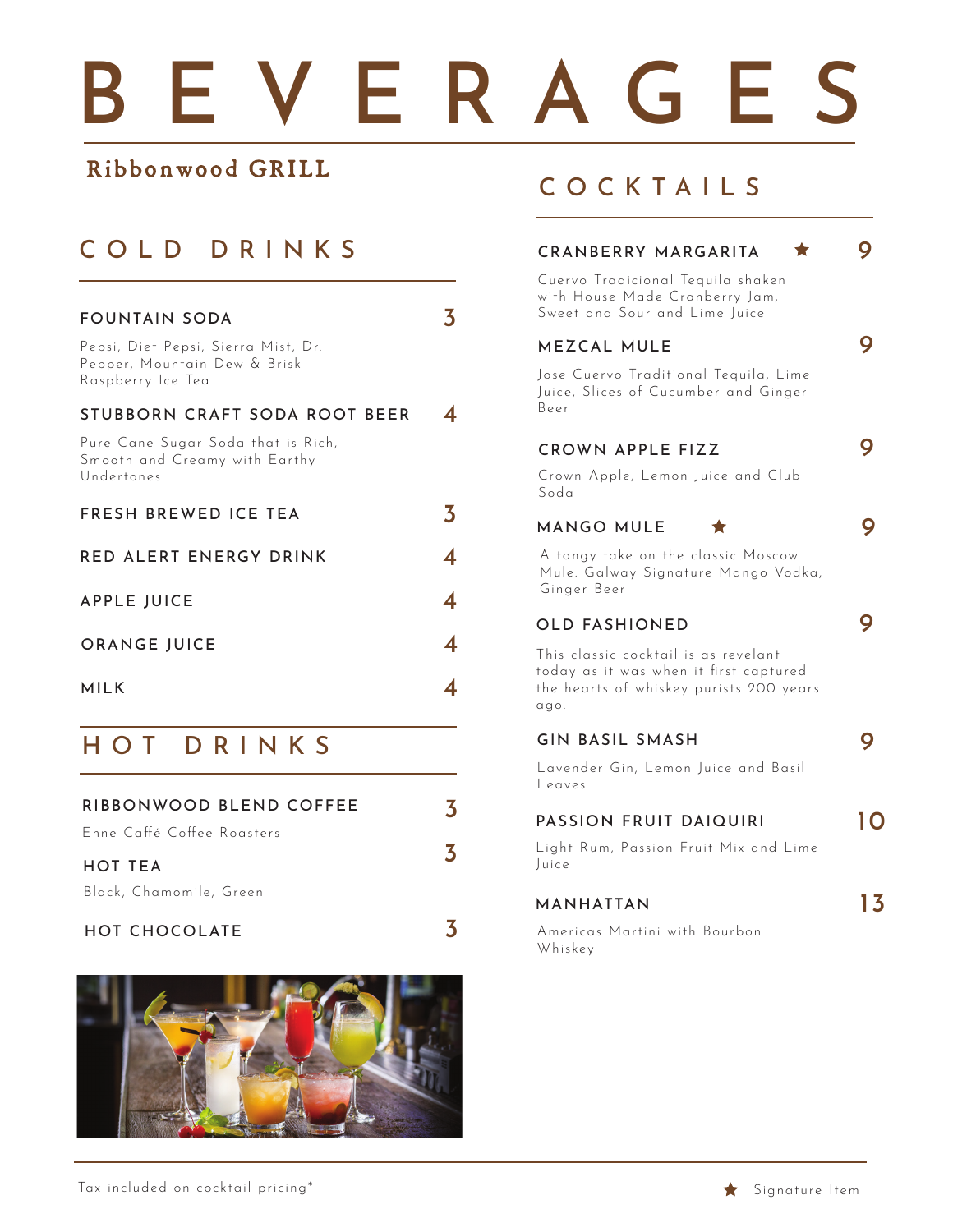# BEVERAGES

**Ribbonwood GRILL**

## COLD DRINKS

**FOUNTAIN SODA** — 3
Pepsi, Diet Pepsi, Sierra Mist, Dr. Pepper, Mountain Dew & Brisk Raspberry Ice Tea

**STUBBORN CRAFT SODA ROOT BEER** — 4
Pure Cane Sugar Soda that is Rich, Smooth and Creamy with Earthy Undertones

**FRESH BREWED ICE TEA** — 3

**RED ALERT ENERGY DRINK** — 4

**APPLE JUICE** — 4

**ORANGE JUICE** — 4

**MILK** — 4

## HOT DRINKS

**RIBBONWOOD BLEND COFFEE** — 3
Enne Caffé Coffee Roasters

**HOT TEA** — 3
Black, Chamomile, Green

**HOT CHOCOLATE** — 3

## COCKTAILS

**CRANBERRY MARGARITA** ★ — 9
Cuervo Tradicional Tequila shaken with House Made Cranberry Jam, Sweet and Sour and Lime Juice

**MEZCAL MULE** — 9
Jose Cuervo Traditional Tequila, Lime Juice, Slices of Cucumber and Ginger Beer

**CROWN APPLE FIZZ** — 9
Crown Apple, Lemon Juice and Club Soda

**MANGO MULE** ★ — 9
A tangy take on the classic Moscow Mule. Galway Signature Mango Vodka, Ginger Beer

**OLD FASHIONED** — 9
This classic cocktail is as revelant today as it was when it first captured the hearts of whiskey purists 200 years ago.

**GIN BASIL SMASH** — 9
Lavender Gin, Lemon Juice and Basil Leaves

**PASSION FRUIT DAIQUIRI** — 10
Light Rum, Passion Fruit Mix and Lime Juice

**MANHATTAN** — 13
Americas Martini with Bourbon Whiskey

Tax included on cocktail pricing*

★ Signature Item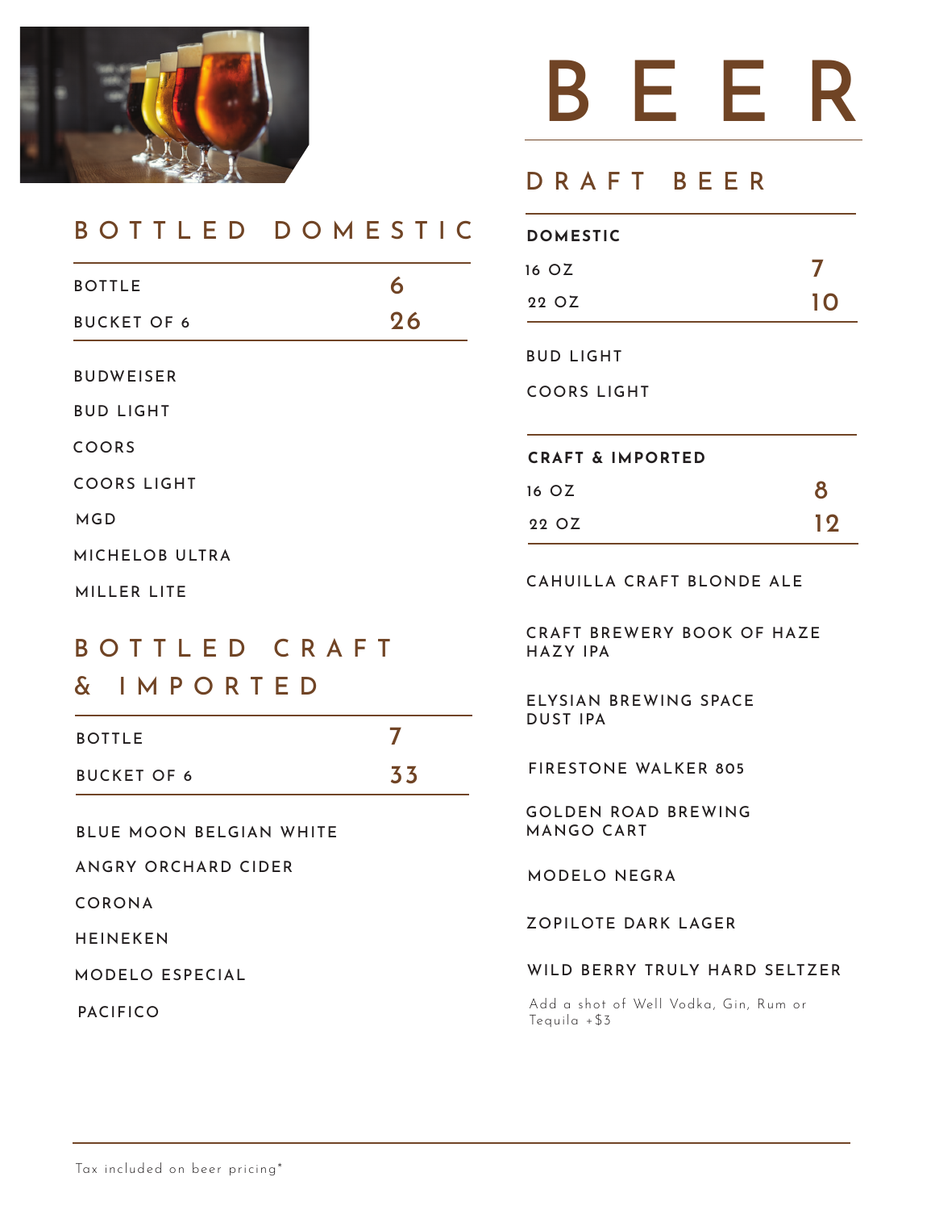# BEER

## BOTTLED DOMESTIC

| | |
|---|---|
| BOTTLE | 6 |
| BUCKET OF 6 | 26 |

BUDWEISER

BUD LIGHT

COORS

COORS LIGHT

MGD

MICHELOB ULTRA

MILLER LITE

## BOTTLED CRAFT & IMPORTED

| | |
|---|---|
| BOTTLE | 7 |
| BUCKET OF 6 | 33 |

BLUE MOON BELGIAN WHITE

ANGRY ORCHARD CIDER

CORONA

HEINEKEN

MODELO ESPECIAL

PACIFICO

## DRAFT BEER

### DOMESTIC

| | |
|---|---|
| 16 OZ | 7 |
| 22 OZ | 10 |

BUD LIGHT

COORS LIGHT

### CRAFT & IMPORTED

| | |
|---|---|
| 16 OZ | 8 |
| 22 OZ | 12 |

CAHUILLA CRAFT BLONDE ALE

CRAFT BREWERY BOOK OF HAZE HAZY IPA

ELYSIAN BREWING SPACE DUST IPA

FIRESTONE WALKER 805

GOLDEN ROAD BREWING MANGO CART

MODELO NEGRA

ZOPILOTE DARK LAGER

WILD BERRY TRULY HARD SELTZER

Add a shot of Well Vodka, Gin, Rum or Tequila +$3

Tax included on beer pricing*